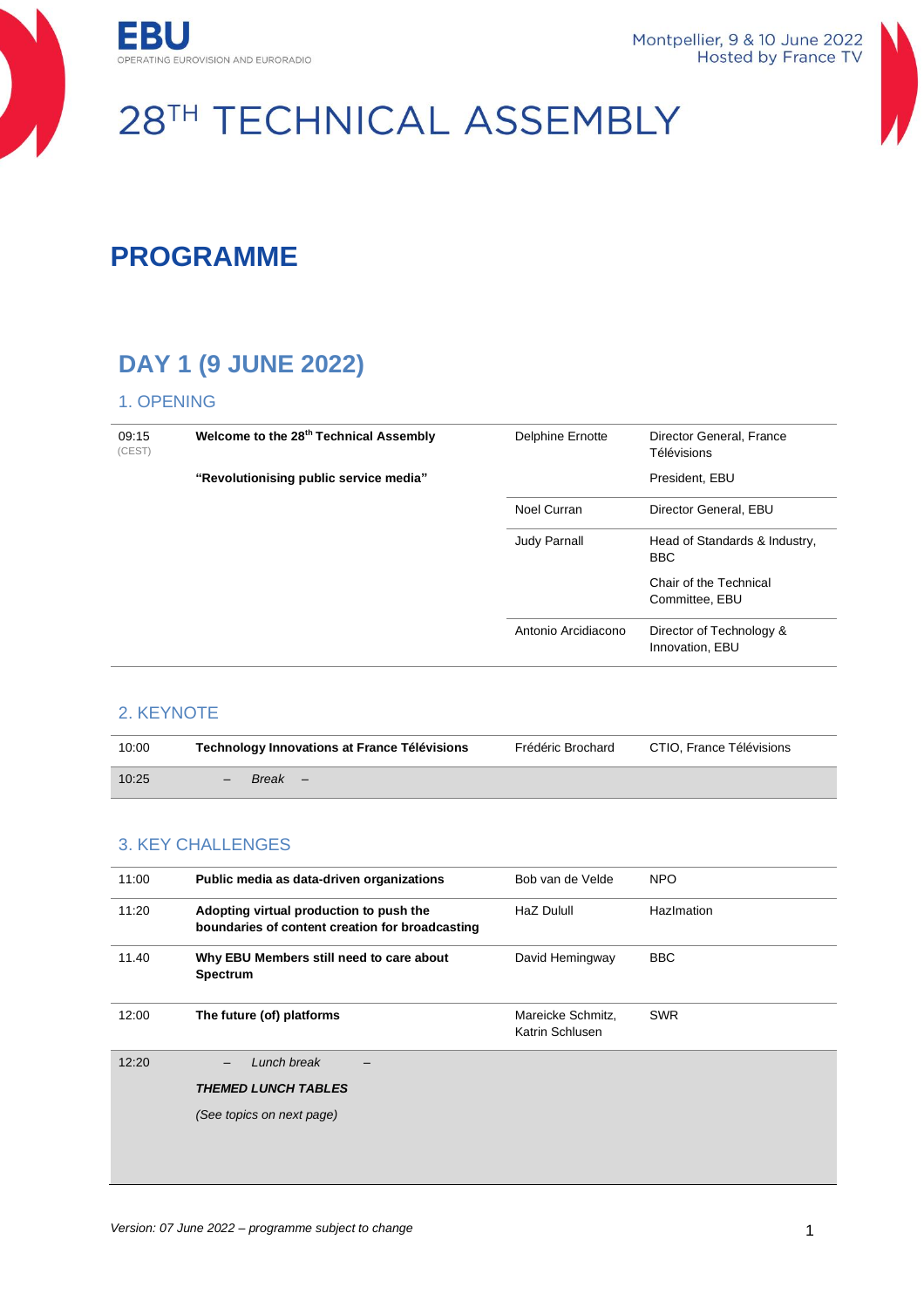EBU
OPERATING EUROVISION AND EURORADIO

Montpellier, 9 & 10 June 2022
Hosted by France TV

# 28TH TECHNICAL ASSEMBLY

## PROGRAMME

## DAY 1 (9 JUNE 2022)

### 1. OPENING

| | | | |
|---|---|---|---|
| 09:15 (CEST) | **Welcome to the 28th Technical Assembly** | Delphine Ernotte | Director General, France Télévisions |
| | **"Revolutionising public service media"** | | President, EBU |
| | | Noel Curran | Director General, EBU |
| | | Judy Parnall | Head of Standards & Industry, BBC<br>Chair of the Technical Committee, EBU |
| | | Antonio Arcidiacono | Director of Technology & Innovation, EBU |

### 2. KEYNOTE

| | | | |
|---|---|---|---|
| 10:00 | **Technology Innovations at France Télévisions** | Frédéric Brochard | CTIO, France Télévisions |
| 10:25 | – *Break* – | | |

### 3. KEY CHALLENGES

| | | | |
|---|---|---|---|
| 11:00 | **Public media as data-driven organizations** | Bob van de Velde | NPO |
| 11:20 | **Adopting virtual production to push the boundaries of content creation for broadcasting** | HaZ Dulull | HazImation |
| 11.40 | **Why EBU Members still need to care about Spectrum** | David Hemingway | BBC |
| 12:00 | **The future (of) platforms** | Mareicke Schmitz, Katrin Schlusen | SWR |
| 12:20 | – *Lunch break* –<br>***THEMED LUNCH TABLES***<br>*(See topics on next page)* | | |

*Version: 07 June 2022 – programme subject to change*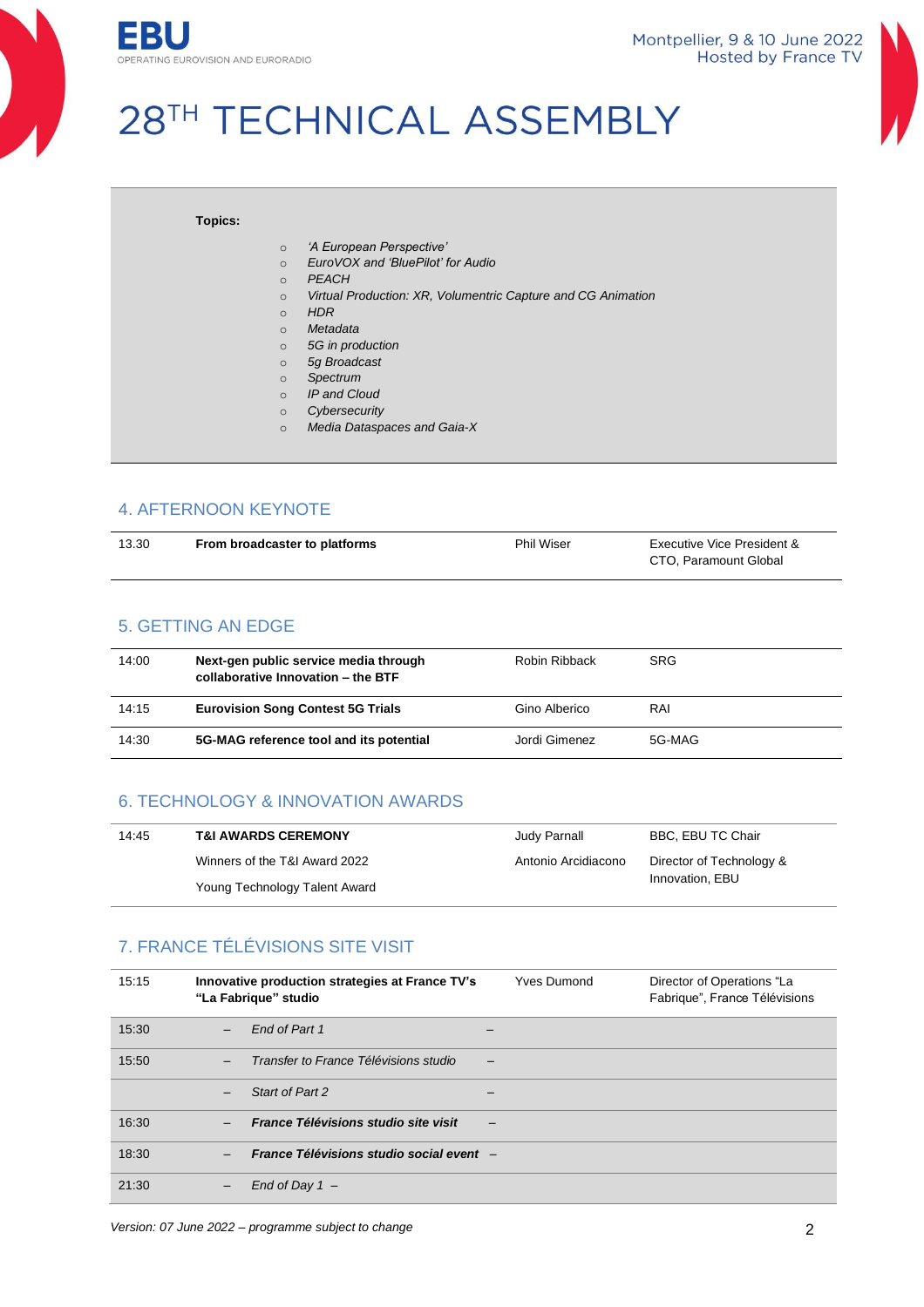# 28TH TECHNICAL ASSEMBLY

**Topics:**

- *'A European Perspective'*
- *EuroVOX and 'BluePilot' for Audio*
- *PEACH*
- *Virtual Production: XR, Volumentric Capture and CG Animation*
- *HDR*
- *Metadata*
- *5G in production*
- *5g Broadcast*
- *Spectrum*
- *IP and Cloud*
- *Cybersecurity*
- *Media Dataspaces and Gaia-X*

## 4. AFTERNOON KEYNOTE

| | | | |
|---|---|---|---|
| 13.30 | **From broadcaster to platforms** | Phil Wiser | Executive Vice President & CTO, Paramount Global |

## 5. GETTING AN EDGE

| | | | |
|---|---|---|---|
| 14:00 | **Next-gen public service media through collaborative Innovation – the BTF** | Robin Ribback | SRG |
| 14:15 | **Eurovision Song Contest 5G Trials** | Gino Alberico | RAI |
| 14:30 | **5G-MAG reference tool and its potential** | Jordi Gimenez | 5G-MAG |

## 6. TECHNOLOGY & INNOVATION AWARDS

| | | | |
|---|---|---|---|
| 14:45 | **T&I AWARDS CEREMONY** | Judy Parnall | BBC, EBU TC Chair |
| | Winners of the T&I Award 2022 | Antonio Arcidiacono | Director of Technology & Innovation, EBU |
| | Young Technology Talent Award | | |

## 7. FRANCE TÉLÉVISIONS SITE VISIT

| | | | |
|---|---|---|---|
| 15:15 | **Innovative production strategies at France TV's "La Fabrique" studio** | Yves Dumond | Director of Operations "La Fabrique", France Télévisions |
| 15:30 | – *End of Part 1* – | | |
| 15:50 | – *Transfer to France Télévisions studio* – | | |
| | – *Start of Part 2* – | | |
| 16:30 | – ***France Télévisions studio site visit*** – | | |
| 18:30 | – ***France Télévisions studio social event*** – | | |
| 21:30 | – *End of Day 1* – | | |

*Version: 07 June 2022 – programme subject to change*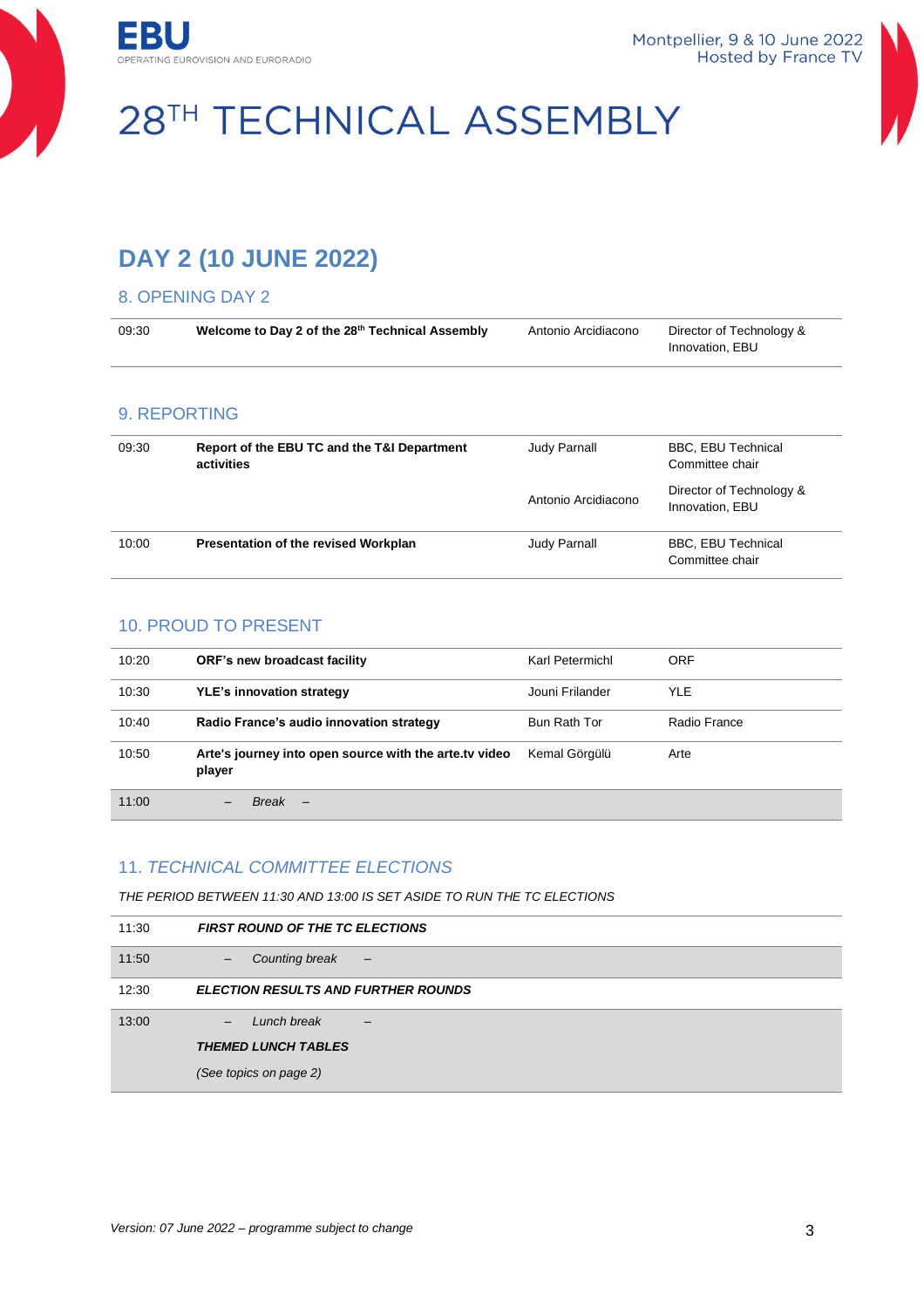# 28TH TECHNICAL ASSEMBLY

## DAY 2 (10 JUNE 2022)

### 8. OPENING DAY 2

| | | | |
|---|---|---|---|
| 09:30 | **Welcome to Day 2 of the 28th Technical Assembly** | Antonio Arcidiacono | Director of Technology & Innovation, EBU |

### 9. REPORTING

| | | | |
|---|---|---|---|
| 09:30 | **Report of the EBU TC and the T&I Department activities** | Judy Parnall | BBC, EBU Technical Committee chair |
| | | Antonio Arcidiacono | Director of Technology & Innovation, EBU |
| 10:00 | **Presentation of the revised Workplan** | Judy Parnall | BBC, EBU Technical Committee chair |

### 10. PROUD TO PRESENT

| | | | |
|---|---|---|---|
| 10:20 | **ORF's new broadcast facility** | Karl Petermichl | ORF |
| 10:30 | **YLE's innovation strategy** | Jouni Frilander | YLE |
| 10:40 | **Radio France's audio innovation strategy** | Bun Rath Tor | Radio France |
| 10:50 | **Arte's journey into open source with the arte.tv video player** | Kemal Görgülü | Arte |
| 11:00 | – *Break* – | | |

### 11. *TECHNICAL COMMITTEE ELECTIONS*

*THE PERIOD BETWEEN 11:30 AND 13:00 IS SET ASIDE TO RUN THE TC ELECTIONS*

| | |
|---|---|
| 11:30 | ***FIRST ROUND OF THE TC ELECTIONS*** |
| 11:50 | – *Counting break* – |
| 12:30 | ***ELECTION RESULTS AND FURTHER ROUNDS*** |
| 13:00 | – *Lunch break* –<br>***THEMED LUNCH TABLES***<br>*(See topics on page 2)* |

*Version: 07 June 2022 – programme subject to change*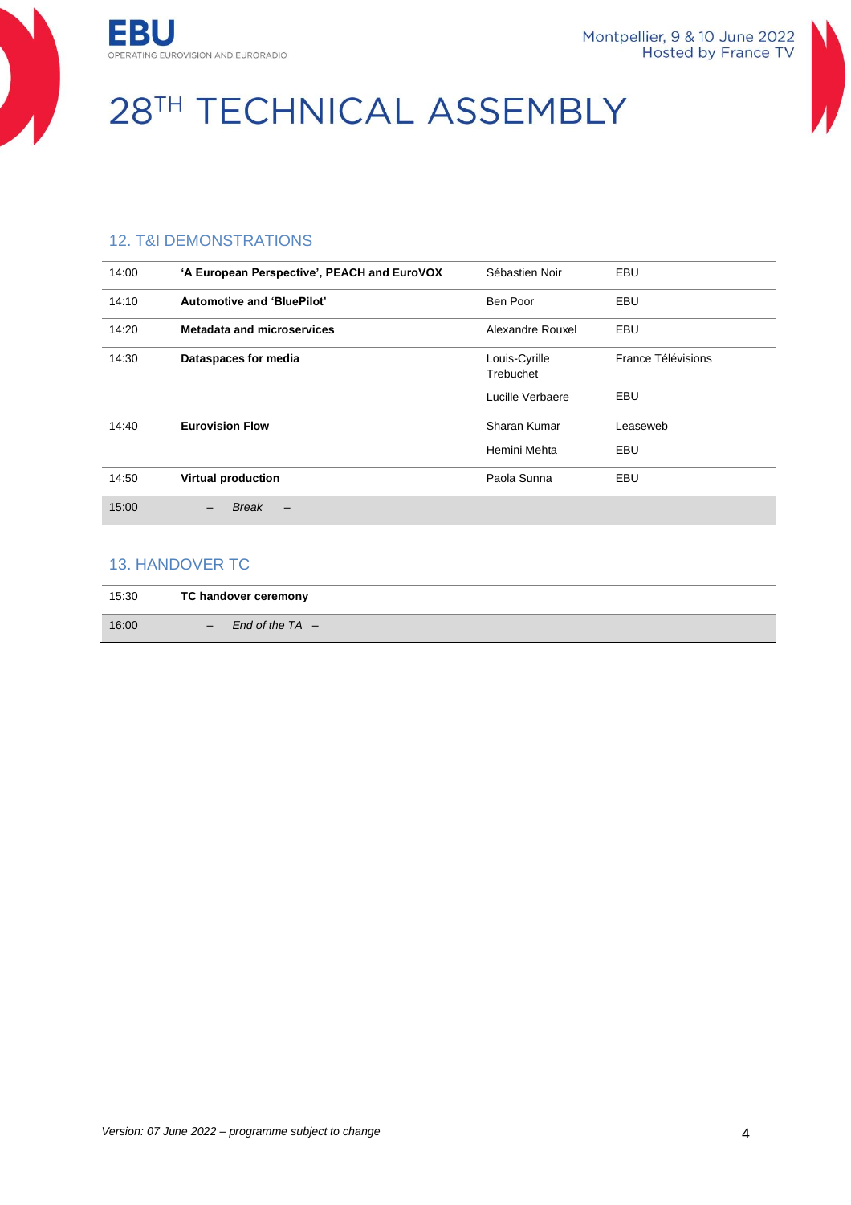# 28TH TECHNICAL ASSEMBLY

## 12. T&I DEMONSTRATIONS

| | | | |
|---|---|---|---|
| 14:00 | **'A European Perspective', PEACH and EuroVOX** | Sébastien Noir | EBU |
| 14:10 | **Automotive and 'BluePilot'** | Ben Poor | EBU |
| 14:20 | **Metadata and microservices** | Alexandre Rouxel | EBU |
| 14:30 | **Dataspaces for media** | Louis-Cyrille Trebuchet | France Télévisions |
| | | Lucille Verbaere | EBU |
| 14:40 | **Eurovision Flow** | Sharan Kumar | Leaseweb |
| | | Hemini Mehta | EBU |
| 14:50 | **Virtual production** | Paola Sunna | EBU |
| 15:00 | – *Break* – | | |

## 13. HANDOVER TC

| | |
|---|---|
| 15:30 | **TC handover ceremony** |
| 16:00 | – *End of the TA* – |

*Version: 07 June 2022 – programme subject to change*